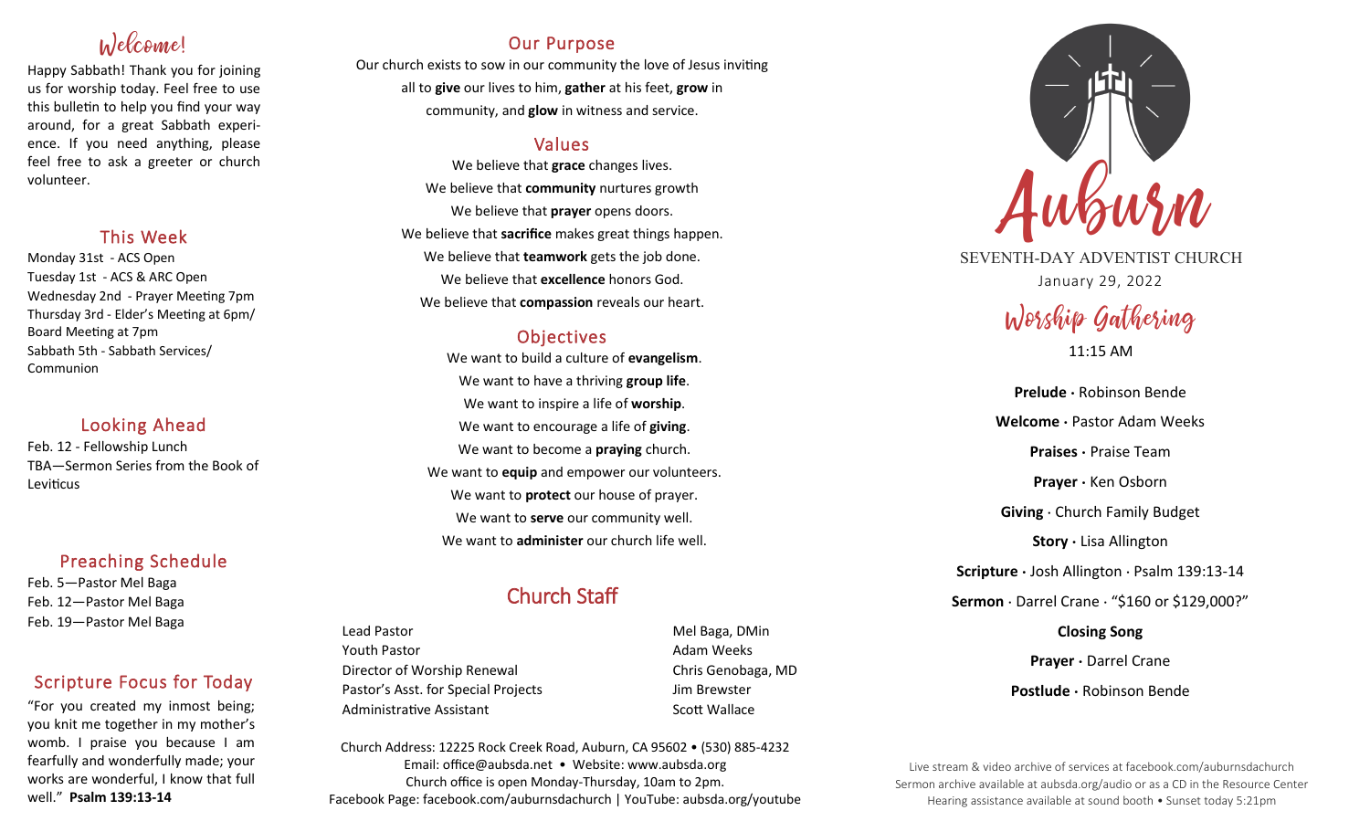# Welcome!

Happy Sabbath! Thank you for joining us for worship today. Feel free to use this bulletin to help you find your way around, for a great Sabbath experience. If you need anything, please feel free to ask a greeter or church volunteer.

## This Week

Monday 31st - ACS Open
Tuesday 1st - ACS & ARC Open
Wednesday 2nd - Prayer Meeting 7pm
Thursday 3rd - Elder's Meeting at 6pm/ Board Meeting at 7pm
Sabbath 5th - Sabbath Services/ Communion

## Looking Ahead

Feb. 12 - Fellowship Lunch
TBA—Sermon Series from the Book of Leviticus

## Preaching Schedule

Feb. 5—Pastor Mel Baga
Feb. 12—Pastor Mel Baga
Feb. 19—Pastor Mel Baga

## Scripture Focus for Today

"For you created my inmost being; you knit me together in my mother's womb. I praise you because I am fearfully and wonderfully made; your works are wonderful, I know that full well." **Psalm 139:13-14**

## Our Purpose

Our church exists to sow in our community the love of Jesus inviting all to **give** our lives to him, **gather** at his feet, **grow** in community, and **glow** in witness and service.

## Values

We believe that **grace** changes lives.
We believe that **community** nurtures growth
We believe that **prayer** opens doors.
We believe that **sacrifice** makes great things happen.
We believe that **teamwork** gets the job done.
We believe that **excellence** honors God.
We believe that **compassion** reveals our heart.

## Objectives

We want to build a culture of **evangelism**.
We want to have a thriving **group life**.
We want to inspire a life of **worship**.
We want to encourage a life of **giving**.
We want to become a **praying** church.
We want to **equip** and empower our volunteers.
We want to **protect** our house of prayer.
We want to **serve** our community well.
We want to **administer** our church life well.

## Church Staff

| | |
|---|---|
| Lead Pastor | Mel Baga, DMin |
| Youth Pastor | Adam Weeks |
| Director of Worship Renewal | Chris Genobaga, MD |
| Pastor's Asst. for Special Projects | Jim Brewster |
| Administrative Assistant | Scott Wallace |

Church Address: 12225 Rock Creek Road, Auburn, CA 95602 • (530) 885-4232
Email: office@aubsda.net • Website: www.aubsda.org
Church office is open Monday-Thursday, 10am to 2pm.
Facebook Page: facebook.com/auburnsdachurch | YouTube: aubsda.org/youtube

# Auburn

SEVENTH-DAY ADVENTIST CHURCH
January 29, 2022

## Worship Gathering

11:15 AM

**Prelude ·** Robinson Bende

**Welcome ·** Pastor Adam Weeks

**Praises ·** Praise Team

**Prayer ·** Ken Osborn

**Giving** · Church Family Budget

**Story ·** Lisa Allington

**Scripture ·** Josh Allington · Psalm 139:13-14

**Sermon** · Darrel Crane · "$160 or $129,000?"

**Closing Song**

**Prayer ·** Darrel Crane

**Postlude ·** Robinson Bende

Live stream & video archive of services at facebook.com/auburnsdachurch
Sermon archive available at aubsda.org/audio or as a CD in the Resource Center
Hearing assistance available at sound booth • Sunset today 5:21pm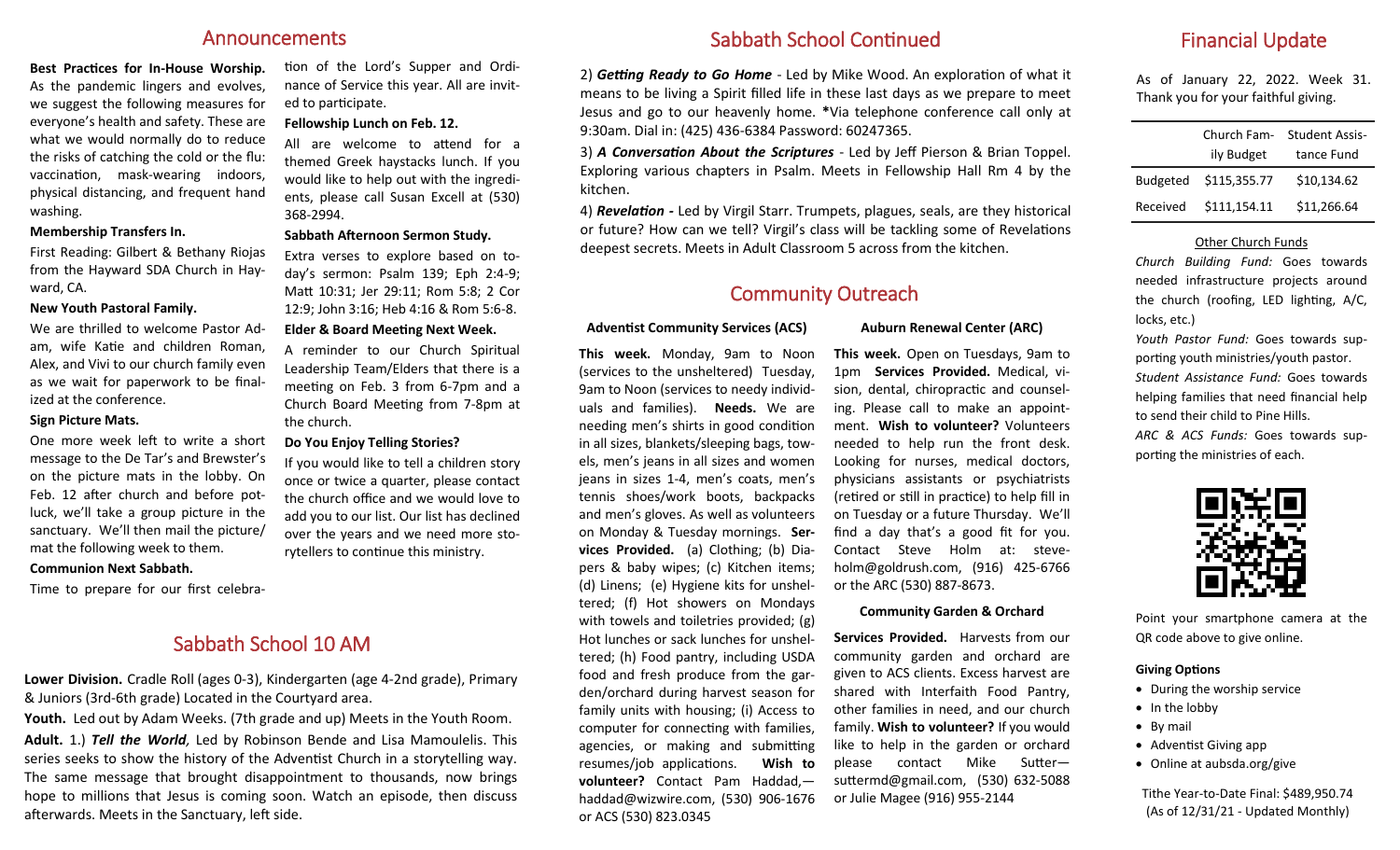## Announcements

**Best Practices for In-House Worship.** As the pandemic lingers and evolves, we suggest the following measures for everyone's health and safety. These are what we would normally do to reduce the risks of catching the cold or the flu: vaccination, mask-wearing indoors, physical distancing, and frequent hand washing.

**Membership Transfers In.**

First Reading: Gilbert & Bethany Riojas from the Hayward SDA Church in Hayward, CA.

**New Youth Pastoral Family.**

We are thrilled to welcome Pastor Adam, wife Katie and children Roman, Alex, and Vivi to our church family even as we wait for paperwork to be finalized at the conference.

**Sign Picture Mats.**

One more week left to write a short message to the De Tar's and Brewster's on the picture mats in the lobby. On Feb. 12 after church and before potluck, we'll take a group picture in the sanctuary. We'll then mail the picture/mat the following week to them.

**Communion Next Sabbath.**

Time to prepare for our first celebration of the Lord's Supper and Ordinance of Service this year. All are invited to participate.

**Fellowship Lunch on Feb. 12.**

All are welcome to attend for a themed Greek haystacks lunch. If you would like to help out with the ingredients, please call Susan Excell at (530) 368-2994.

**Sabbath Afternoon Sermon Study.**

Extra verses to explore based on today's sermon: Psalm 139; Eph 2:4-9; Matt 10:31; Jer 29:11; Rom 5:8; 2 Cor 12:9; John 3:16; Heb 4:16 & Rom 5:6-8.

**Elder & Board Meeting Next Week.**

A reminder to our Church Spiritual Leadership Team/Elders that there is a meeting on Feb. 3 from 6-7pm and a Church Board Meeting from 7-8pm at the church.

**Do You Enjoy Telling Stories?**

If you would like to tell a children story once or twice a quarter, please contact the church office and we would love to add you to our list. Our list has declined over the years and we need more storytellers to continue this ministry.

## Sabbath School 10 AM

**Lower Division.** Cradle Roll (ages 0-3), Kindergarten (age 4-2nd grade), Primary & Juniors (3rd-6th grade) Located in the Courtyard area.

**Youth.** Led out by Adam Weeks. (7th grade and up) Meets in the Youth Room.

**Adult.** 1.) ***Tell the World***, Led by Robinson Bende and Lisa Mamoulelis. This series seeks to show the history of the Adventist Church in a storytelling way. The same message that brought disappointment to thousands, now brings hope to millions that Jesus is coming soon. Watch an episode, then discuss afterwards. Meets in the Sanctuary, left side.

## Sabbath School Continued

2) ***Getting Ready to Go Home*** - Led by Mike Wood. An exploration of what it means to be living a Spirit filled life in these last days as we prepare to meet Jesus and go to our heavenly home. *Via telephone conference call only at 9:30am. Dial in: (425) 436-6384 Password: 60247365.

3) ***A Conversation About the Scriptures*** - Led by Jeff Pierson & Brian Toppel. Exploring various chapters in Psalm. Meets in Fellowship Hall Rm 4 by the kitchen.

4) ***Revelation -*** Led by Virgil Starr. Trumpets, plagues, seals, are they historical or future? How can we tell? Virgil's class will be tackling some of Revelations deepest secrets. Meets in Adult Classroom 5 across from the kitchen.

## Community Outreach

**Adventist Community Services (ACS)**

**This week.** Monday, 9am to Noon (services to the unsheltered) Tuesday, 9am to Noon (services to needy individuals and families). **Needs.** We are needing men's shirts in good condition in all sizes, blankets/sleeping bags, towels, men's jeans in all sizes and women jeans in sizes 1-4, men's coats, men's tennis shoes/work boots, backpacks and men's gloves. As well as volunteers on Monday & Tuesday mornings. **Services Provided.** (a) Clothing; (b) Diapers & baby wipes; (c) Kitchen items; (d) Linens; (e) Hygiene kits for unsheltered; (f) Hot showers on Mondays with towels and toiletries provided; (g) Hot lunches or sack lunches for unsheltered; (h) Food pantry, including USDA food and fresh produce from the garden/orchard during harvest season for family units with housing; (i) Access to computer for connecting with families, agencies, or making and submitting resumes/job applications. **Wish to volunteer?** Contact Pam Haddad,—haddad@wizwire.com, (530) 906-1676 or ACS (530) 823.0345

**Auburn Renewal Center (ARC)**

**This week.** Open on Tuesdays, 9am to 1pm **Services Provided.** Medical, vision, dental, chiropractic and counseling. Please call to make an appointment. **Wish to volunteer?** Volunteers needed to help run the front desk. Looking for nurses, medical doctors, physicians assistants or psychiatrists (retired or still in practice) to help fill in on Tuesday or a future Thursday. We'll find a day that's a good fit for you. Contact Steve Holm at: steveholm@goldrush.com, (916) 425-6766 or the ARC (530) 887-8673.

**Community Garden & Orchard**

**Services Provided.** Harvests from our community garden and orchard are given to ACS clients. Excess harvest are shared with Interfaith Food Pantry, other families in need, and our church family. **Wish to volunteer?** If you would like to help in the garden or orchard please contact Mike Sutter—suttermd@gmail.com, (530) 632-5088 or Julie Magee (916) 955-2144

## Financial Update

As of January 22, 2022. Week 31. Thank you for your faithful giving.

| | Church Family Budget | Student Assistance Fund |
|---|---|---|
| Budgeted | $115,355.77 | $10,134.62 |
| Received | $111,154.11 | $11,266.64 |

Other Church Funds

*Church Building Fund:* Goes towards needed infrastructure projects around the church (roofing, LED lighting, A/C, locks, etc.)

*Youth Pastor Fund:* Goes towards supporting youth ministries/youth pastor.

*Student Assistance Fund:* Goes towards helping families that need financial help to send their child to Pine Hills.

*ARC & ACS Funds:* Goes towards supporting the ministries of each.

Point your smartphone camera at the QR code above to give online.

**Giving Options**

- During the worship service
- In the lobby
- By mail
- Adventist Giving app
- Online at aubsda.org/give

Tithe Year-to-Date Final: $489,950.74 (As of 12/31/21 - Updated Monthly)